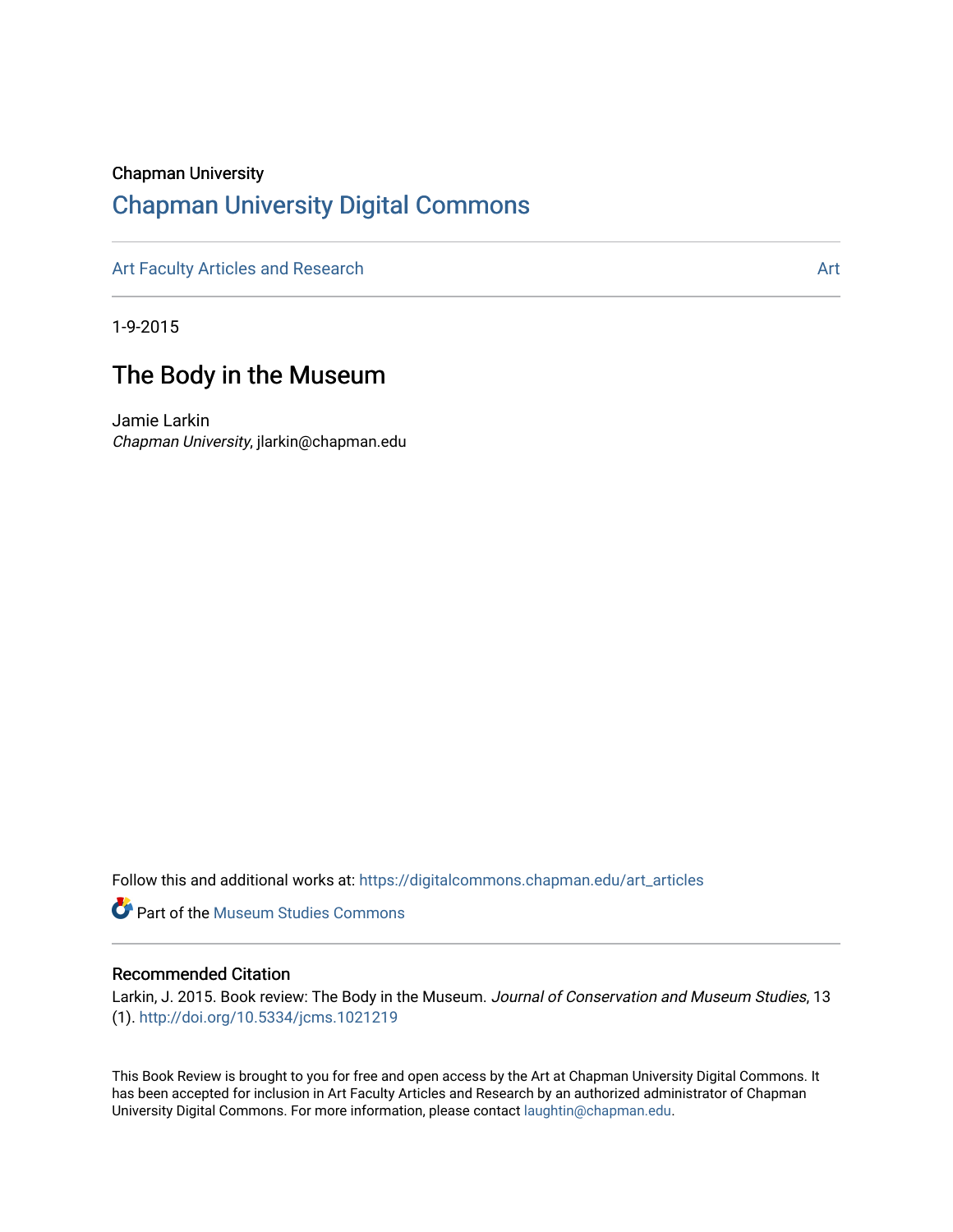Chapman University

# Chapman University Digital Commons

Art Faculty Articles and Research | Art

1-9-2015

## The Body in the Museum

Jamie Larkin
*Chapman University*, jlarkin@chapman.edu

Follow this and additional works at: https://digitalcommons.chapman.edu/art_articles

Part of the Museum Studies Commons

### Recommended Citation

Larkin, J. 2015. Book review: The Body in the Museum. *Journal of Conservation and Museum Studies*, 13 (1). http://doi.org/10.5334/jcms.1021219

This Book Review is brought to you for free and open access by the Art at Chapman University Digital Commons. It has been accepted for inclusion in Art Faculty Articles and Research by an authorized administrator of Chapman University Digital Commons. For more information, please contact laughtin@chapman.edu.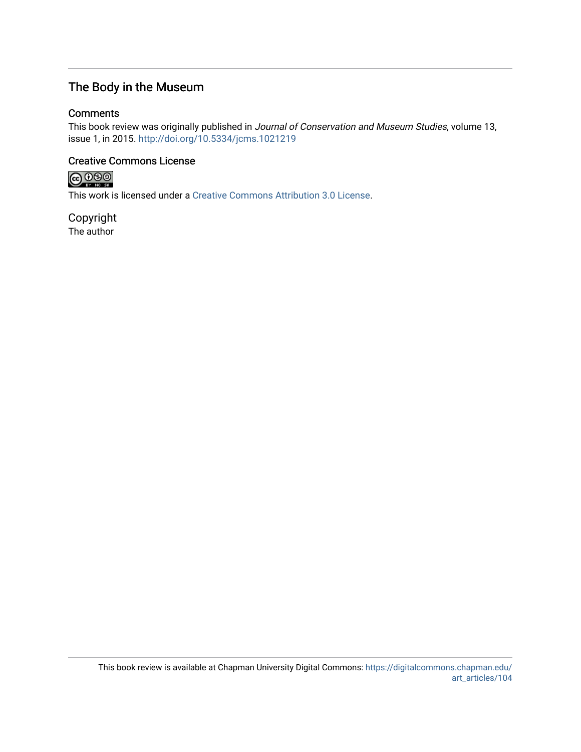## The Body in the Museum

### Comments

This book review was originally published in *Journal of Conservation and Museum Studies*, volume 13, issue 1, in 2015. http://doi.org/10.5334/jcms.1021219

### Creative Commons License

This work is licensed under a Creative Commons Attribution 3.0 License.

### Copyright

The author

This book review is available at Chapman University Digital Commons: https://digitalcommons.chapman.edu/art_articles/104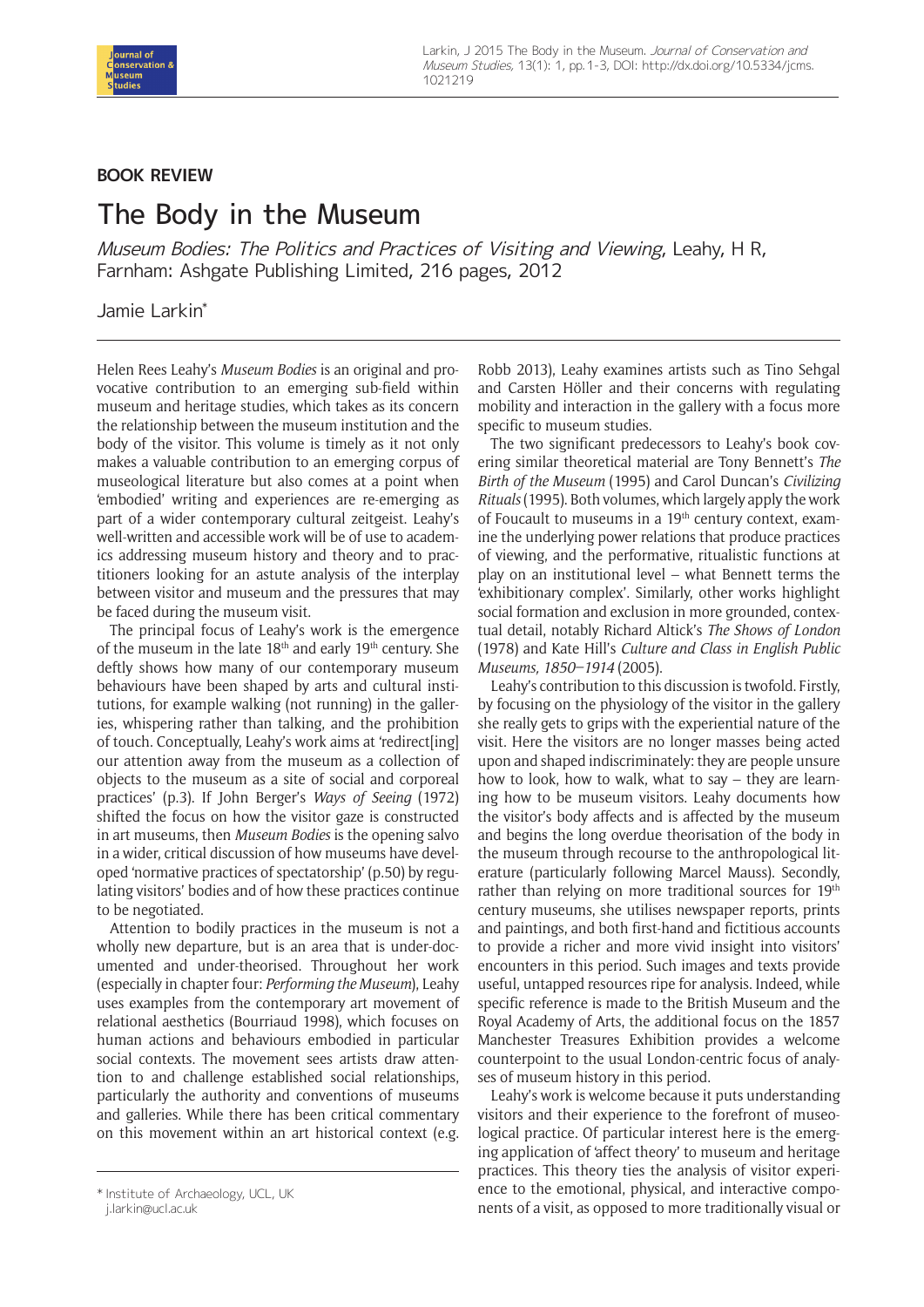## BOOK REVIEW

# The Body in the Museum

*Museum Bodies: The Politics and Practices of Visiting and Viewing*, Leahy, H R, Farnham: Ashgate Publishing Limited, 216 pages, 2012

Jamie Larkin*

Helen Rees Leahy's *Museum Bodies* is an original and provocative contribution to an emerging sub-field within museum and heritage studies, which takes as its concern the relationship between the museum institution and the body of the visitor. This volume is timely as it not only makes a valuable contribution to an emerging corpus of museological literature but also comes at a point when 'embodied' writing and experiences are re-emerging as part of a wider contemporary cultural zeitgeist. Leahy's well-written and accessible work will be of use to academics addressing museum history and theory and to practitioners looking for an astute analysis of the interplay between visitor and museum and the pressures that may be faced during the museum visit.

The principal focus of Leahy's work is the emergence of the museum in the late 18th and early 19th century. She deftly shows how many of our contemporary museum behaviours have been shaped by arts and cultural institutions, for example walking (not running) in the galleries, whispering rather than talking, and the prohibition of touch. Conceptually, Leahy's work aims at 'redirect[ing] our attention away from the museum as a collection of objects to the museum as a site of social and corporeal practices' (p.3). If John Berger's *Ways of Seeing* (1972) shifted the focus on how the visitor gaze is constructed in art museums, then *Museum Bodies* is the opening salvo in a wider, critical discussion of how museums have developed 'normative practices of spectatorship' (p.50) by regulating visitors' bodies and of how these practices continue to be negotiated.

Attention to bodily practices in the museum is not a wholly new departure, but is an area that is under-documented and under-theorised. Throughout her work (especially in chapter four: *Performing the Museum*), Leahy uses examples from the contemporary art movement of relational aesthetics (Bourriaud 1998), which focuses on human actions and behaviours embodied in particular social contexts. The movement sees artists draw attention to and challenge established social relationships, particularly the authority and conventions of museums and galleries. While there has been critical commentary on this movement within an art historical context (e.g. Robb 2013), Leahy examines artists such as Tino Sehgal and Carsten Höller and their concerns with regulating mobility and interaction in the gallery with a focus more specific to museum studies.

The two significant predecessors to Leahy's book covering similar theoretical material are Tony Bennett's *The Birth of the Museum* (1995) and Carol Duncan's *Civilizing Rituals* (1995). Both volumes, which largely apply the work of Foucault to museums in a 19th century context, examine the underlying power relations that produce practices of viewing, and the performative, ritualistic functions at play on an institutional level – what Bennett terms the 'exhibitionary complex'. Similarly, other works highlight social formation and exclusion in more grounded, contextual detail, notably Richard Altick's *The Shows of London* (1978) and Kate Hill's *Culture and Class in English Public Museums, 1850–1914* (2005).

Leahy's contribution to this discussion is twofold. Firstly, by focusing on the physiology of the visitor in the gallery she really gets to grips with the experiential nature of the visit. Here the visitors are no longer masses being acted upon and shaped indiscriminately: they are people unsure how to look, how to walk, what to say – they are learning how to be museum visitors. Leahy documents how the visitor's body affects and is affected by the museum and begins the long overdue theorisation of the body in the museum through recourse to the anthropological literature (particularly following Marcel Mauss). Secondly, rather than relying on more traditional sources for 19th century museums, she utilises newspaper reports, prints and paintings, and both first-hand and fictitious accounts to provide a richer and more vivid insight into visitors' encounters in this period. Such images and texts provide useful, untapped resources ripe for analysis. Indeed, while specific reference is made to the British Museum and the Royal Academy of Arts, the additional focus on the 1857 Manchester Treasures Exhibition provides a welcome counterpoint to the usual London-centric focus of analyses of museum history in this period.

Leahy's work is welcome because it puts understanding visitors and their experience to the forefront of museological practice. Of particular interest here is the emerging application of 'affect theory' to museum and heritage practices. This theory ties the analysis of visitor experience to the emotional, physical, and interactive components of a visit, as opposed to more traditionally visual or

\* Institute of Archaeology, UCL, UK
j.larkin@ucl.ac.uk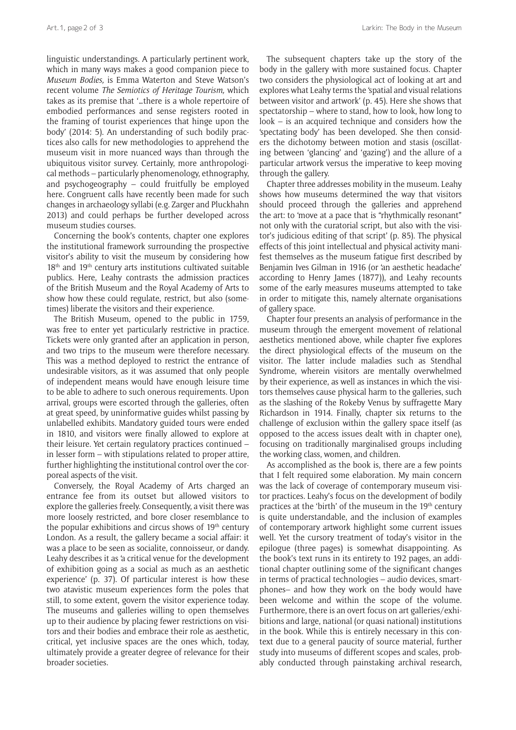linguistic understandings. A particularly pertinent work, which in many ways makes a good companion piece to *Museum Bodies,* is Emma Waterton and Steve Watson's recent volume *The Semiotics of Heritage Tourism,* which takes as its premise that '…there is a whole repertoire of embodied performances and sense registers rooted in the framing of tourist experiences that hinge upon the body' (2014: 5). An understanding of such bodily practices also calls for new methodologies to apprehend the museum visit in more nuanced ways than through the ubiquitous visitor survey. Certainly, more anthropological methods – particularly phenomenology, ethnography, and psychogeography – could fruitfully be employed here. Congruent calls have recently been made for such changes in archaeology syllabi (e.g. Zarger and Pluckhahn 2013) and could perhaps be further developed across museum studies courses.

Concerning the book's contents, chapter one explores the institutional framework surrounding the prospective visitor's ability to visit the museum by considering how 18th and 19th century arts institutions cultivated suitable publics. Here, Leahy contrasts the admission practices of the British Museum and the Royal Academy of Arts to show how these could regulate, restrict, but also (sometimes) liberate the visitors and their experience.

The British Museum, opened to the public in 1759, was free to enter yet particularly restrictive in practice. Tickets were only granted after an application in person, and two trips to the museum were therefore necessary. This was a method deployed to restrict the entrance of undesirable visitors, as it was assumed that only people of independent means would have enough leisure time to be able to adhere to such onerous requirements. Upon arrival, groups were escorted through the galleries, often at great speed, by uninformative guides whilst passing by unlabelled exhibits. Mandatory guided tours were ended in 1810, and visitors were finally allowed to explore at their leisure. Yet certain regulatory practices continued – in lesser form – with stipulations related to proper attire, further highlighting the institutional control over the corporeal aspects of the visit.

Conversely, the Royal Academy of Arts charged an entrance fee from its outset but allowed visitors to explore the galleries freely. Consequently, a visit there was more loosely restricted, and bore closer resemblance to the popular exhibitions and circus shows of 19th century London. As a result, the gallery became a social affair: it was a place to be seen as socialite, connoisseur, or dandy. Leahy describes it as 'a critical venue for the development of exhibition going as a social as much as an aesthetic experience' (p. 37). Of particular interest is how these two atavistic museum experiences form the poles that still, to some extent, govern the visitor experience today. The museums and galleries willing to open themselves up to their audience by placing fewer restrictions on visitors and their bodies and embrace their role as aesthetic, critical, yet inclusive spaces are the ones which, today, ultimately provide a greater degree of relevance for their broader societies.

The subsequent chapters take up the story of the body in the gallery with more sustained focus. Chapter two considers the physiological act of looking at art and explores what Leahy terms the 'spatial and visual relations between visitor and artwork' (p. 45). Here she shows that spectatorship – where to stand, how to look, how long to look – is an acquired technique and considers how the 'spectating body' has been developed. She then considers the dichotomy between motion and stasis (oscillating between 'glancing' and 'gazing') and the allure of a particular artwork versus the imperative to keep moving through the gallery.

Chapter three addresses mobility in the museum. Leahy shows how museums determined the way that visitors should proceed through the galleries and apprehend the art: to 'move at a pace that is "rhythmically resonant" not only with the curatorial script, but also with the visitor's judicious editing of that script' (p. 85). The physical effects of this joint intellectual and physical activity manifest themselves as the museum fatigue first described by Benjamin Ives Gilman in 1916 (or 'an aesthetic headache' according to Henry James (1877)), and Leahy recounts some of the early measures museums attempted to take in order to mitigate this, namely alternate organisations of gallery space.

Chapter four presents an analysis of performance in the museum through the emergent movement of relational aesthetics mentioned above, while chapter five explores the direct physiological effects of the museum on the visitor. The latter include maladies such as Stendhal Syndrome, wherein visitors are mentally overwhelmed by their experience, as well as instances in which the visitors themselves cause physical harm to the galleries, such as the slashing of the Rokeby Venus by suffragette Mary Richardson in 1914. Finally, chapter six returns to the challenge of exclusion within the gallery space itself (as opposed to the access issues dealt with in chapter one), focusing on traditionally marginalised groups including the working class, women, and children.

As accomplished as the book is, there are a few points that I felt required some elaboration. My main concern was the lack of coverage of contemporary museum visitor practices. Leahy's focus on the development of bodily practices at the 'birth' of the museum in the 19th century is quite understandable, and the inclusion of examples of contemporary artwork highlight some current issues well. Yet the cursory treatment of today's visitor in the epilogue (three pages) is somewhat disappointing. As the book's text runs in its entirety to 192 pages, an additional chapter outlining some of the significant changes in terms of practical technologies – audio devices, smartphones– and how they work on the body would have been welcome and within the scope of the volume. Furthermore, there is an overt focus on art galleries/exhibitions and large, national (or quasi national) institutions in the book. While this is entirely necessary in this context due to a general paucity of source material, further study into museums of different scopes and scales, probably conducted through painstaking archival research,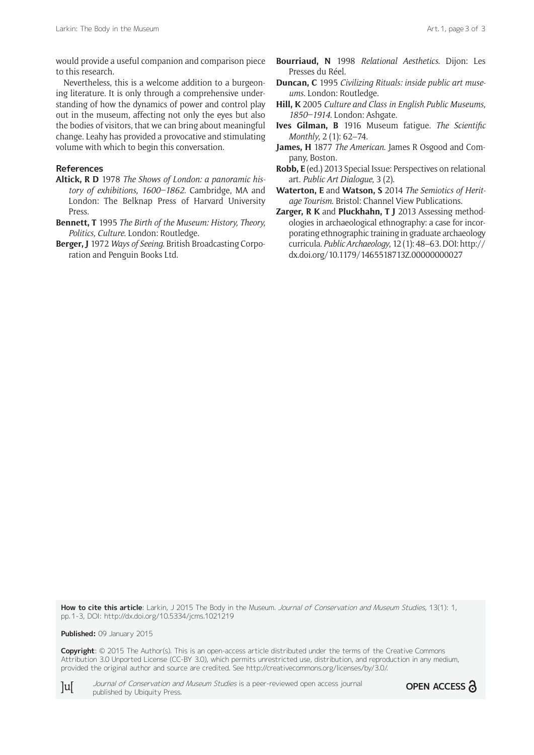would provide a useful companion and comparison piece to this research.

Nevertheless, this is a welcome addition to a burgeoning literature. It is only through a comprehensive understanding of how the dynamics of power and control play out in the museum, affecting not only the eyes but also the bodies of visitors, that we can bring about meaningful change. Leahy has provided a provocative and stimulating volume with which to begin this conversation.

## References

**Altick, R D** 1978 *The Shows of London: a panoramic history of exhibitions, 1600–1862*. Cambridge, MA and London: The Belknap Press of Harvard University Press.

**Bennett, T** 1995 *The Birth of the Museum: History, Theory, Politics, Culture*. London: Routledge.

**Berger, J** 1972 *Ways of Seeing*. British Broadcasting Corporation and Penguin Books Ltd.

**Bourriaud, N** 1998 *Relational Aesthetics*. Dijon: Les Presses du Réel.

**Duncan, C** 1995 *Civilizing Rituals: inside public art museums*. London: Routledge.

**Hill, K** 2005 *Culture and Class in English Public Museums, 1850–1914*. London: Ashgate.

**Ives Gilman, B** 1916 Museum fatigue. *The Scientific Monthly*, 2 (1): 62–74.

**James, H** 1877 *The American*. James R Osgood and Company, Boston.

**Robb, E** (ed.) 2013 Special Issue: Perspectives on relational art. *Public Art Dialogue*, 3 (2).

**Waterton, E** and **Watson, S** 2014 *The Semiotics of Heritage Tourism*. Bristol: Channel View Publications.

**Zarger, R K** and **Pluckhahn, T J** 2013 Assessing methodologies in archaeological ethnography: a case for incorporating ethnographic training in graduate archaeology curricula. *Public Archaeology*, 12 (1): 48–63. DOI: http://dx.doi.org/10.1179/1465518713Z.00000000027

**How to cite this article**: Larkin, J 2015 The Body in the Museum. *Journal of Conservation and Museum Studies,* 13(1): 1, pp. 1-3, DOI: http://dx.doi.org/10.5334/jcms.1021219

**Published:** 09 January 2015

**Copyright**: © 2015 The Author(s). This is an open-access article distributed under the terms of the Creative Commons Attribution 3.0 Unported License (CC-BY 3.0), which permits unrestricted use, distribution, and reproduction in any medium, provided the original author and source are credited. See http://creativecommons.org/licenses/by/3.0/.

*Journal of Conservation and Museum Studies* is a peer-reviewed open access journal published by Ubiquity Press.

**OPEN ACCESS**